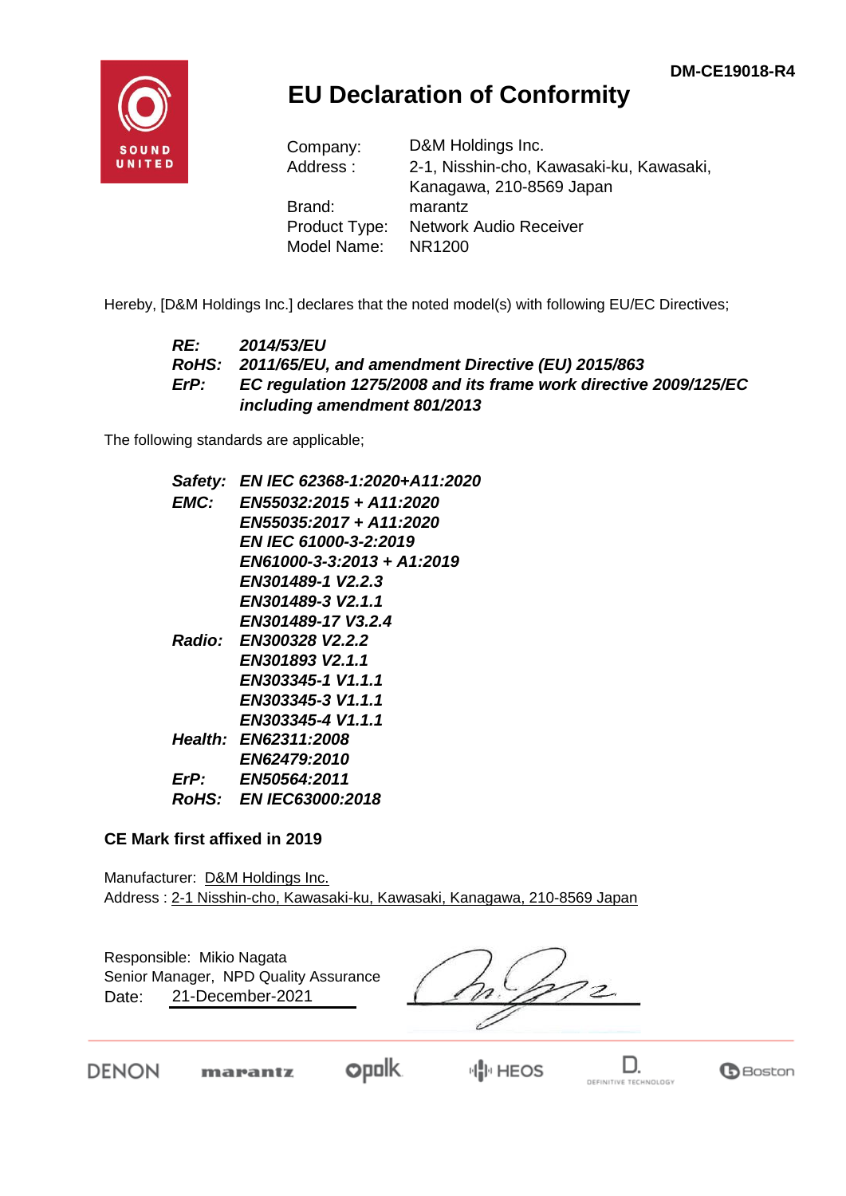DM-CE19018-R4

# EU Declaration of Conformity

| | |
|---|---|
| Company: | D&M Holdings Inc. |
| Address : | 2-1, Nisshin-cho, Kawasaki-ku, Kawasaki, Kanagawa, 210-8569 Japan |
| Brand: | marantz |
| Product Type: | Network Audio Receiver |
| Model Name: | NR1200 |

Hereby, [D&M Holdings Inc.] declares that the noted model(s) with following EU/EC Directives;

***RE:*** ***2014/53/EU***
***RoHS:*** ***2011/65/EU, and amendment Directive (EU) 2015/863***
***ErP:*** ***EC regulation 1275/2008 and its frame work directive 2009/125/EC including amendment 801/2013***

The following standards are applicable;

***Safety:*** ***EN IEC 62368-1:2020+A11:2020***
***EMC:*** ***EN55032:2015 + A11:2020***
***EN55035:2017 + A11:2020***
***EN IEC 61000-3-2:2019***
***EN61000-3-3:2013 + A1:2019***
***EN301489-1 V2.2.3***
***EN301489-3 V2.1.1***
***EN301489-17 V3.2.4***
***Radio:*** ***EN300328 V2.2.2***
***EN301893 V2.1.1***
***EN303345-1 V1.1.1***
***EN303345-3 V1.1.1***
***EN303345-4 V1.1.1***
***Health:*** ***EN62311:2008***
***EN62479:2010***
***ErP:*** ***EN50564:2011***
***RoHS:*** ***EN IEC63000:2018***

**CE Mark first affixed in 2019**

Manufacturer: D&M Holdings Inc.
Address : 2-1 Nisshin-cho, Kawasaki-ku, Kawasaki, Kanagawa, 210-8569 Japan

Responsible: Mikio Nagata
Senior Manager, NPD Quality Assurance
Date: 21-December-2021

DENON marantz polk HEOS DEFINITIVE TECHNOLOGY Boston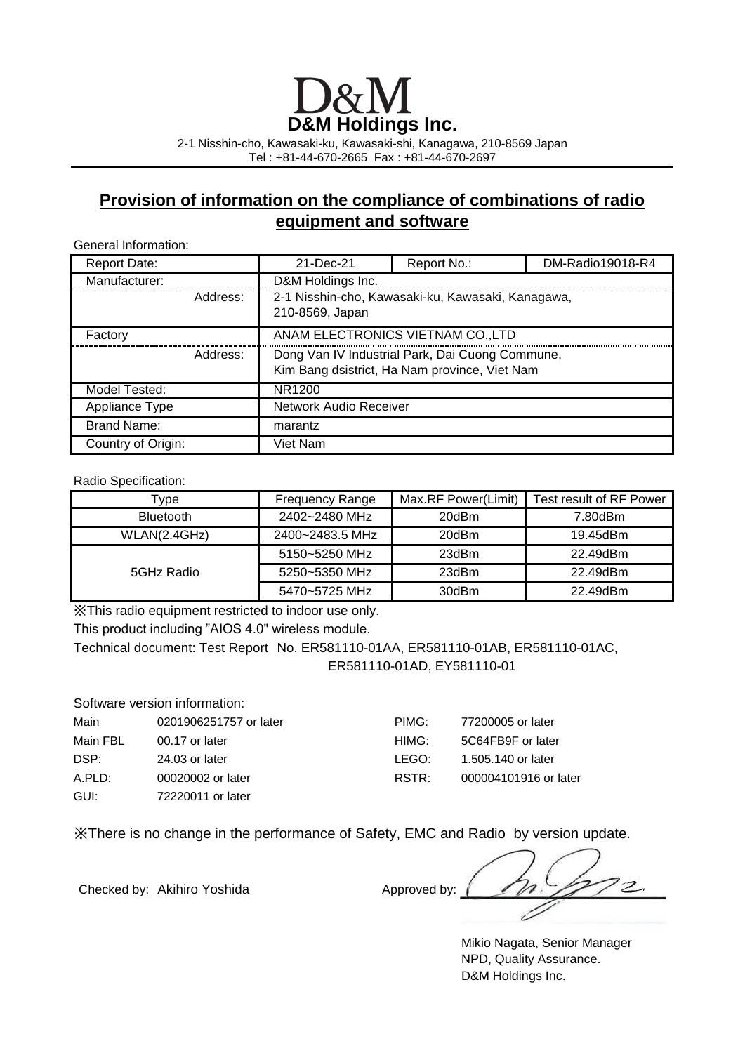D&M
**D&M Holdings Inc.**

2-1 Nisshin-cho, Kawasaki-ku, Kawasaki-shi, Kanagawa, 210-8569 Japan
Tel : +81-44-670-2665 Fax : +81-44-670-2697

## Provision of information on the compliance of combinations of radio equipment and software

General Information:

| | | | |
|---|---|---|---|
| Report Date: | 21-Dec-21 | Report No.: | DM-Radio19018-R4 |
| Manufacturer: | D&M Holdings Inc. | | |
| Address: | 2-1 Nisshin-cho, Kawasaki-ku, Kawasaki-shi, Kanagawa, 210-8569, Japan | | |
| Factory | ANAM ELECTRONICS VIETNAM CO.,LTD | | |
| Address: | Dong Van IV Industrial Park, Dai Cuong Commune, Kim Bang dsistrict, Ha Nam province, Viet Nam | | |
| Model Tested: | NR1200 | | |
| Appliance Type | Network Audio Receiver | | |
| Brand Name: | marantz | | |
| Country of Origin: | Viet Nam | | |

Radio Specification:

| Type | Frequency Range | Max.RF Power(Limit) | Test result of RF Power |
|---|---|---|---|
| Bluetooth | 2402~2480 MHz | 20dBm | 7.80dBm |
| WLAN(2.4GHz) | 2400~2483.5 MHz | 20dBm | 19.45dBm |
| 5GHz Radio | 5150~5250 MHz | 23dBm | 22.49dBm |
| | 5250~5350 MHz | 23dBm | 22.49dBm |
| | 5470~5725 MHz | 30dBm | 22.49dBm |

※This radio equipment restricted to indoor use only.

This product including "AIOS 4.0" wireless module.

Technical document: Test Report No. ER581110-01AA, ER581110-01AB, ER581110-01AC, ER581110-01AD, EY581110-01

Software version information:

| | | | |
|---|---|---|---|
| Main | 0201906251757 or later | PIMG: | 77200005 or later |
| Main FBL | 00.17 or later | HIMG: | 5C64FB9F or later |
| DSP: | 24.03 or later | LEGO: | 1.505.140 or later |
| A.PLD: | 00020002 or later | RSTR: | 000004101916 or later |
| GUI: | 72220011 or later | | |

※There is no change in the performance of Safety, EMC and Radio by version update.

Checked by: Akihiro Yoshida

Approved by:

Mikio Nagata, Senior Manager
NPD, Quality Assurance.
D&M Holdings Inc.